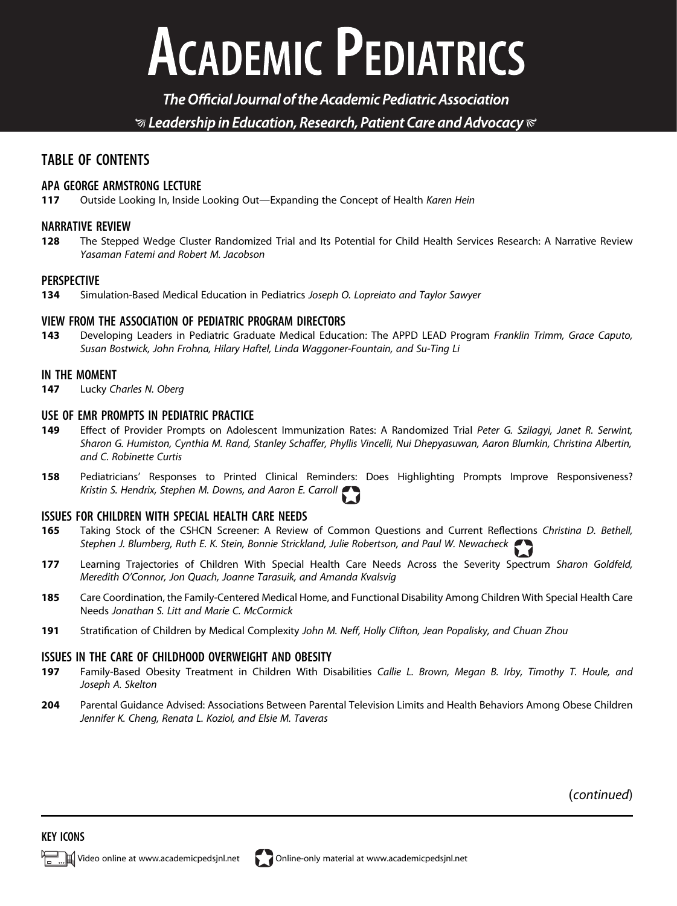# ACADEMIC PEDIATRICS

*The Official Journal of the Academic Pediatric Association*

*Leadership in Education, Research, Patient Care and Advocacy*

## TABLE OF CONTENTS

### APA GEORGE ARMSTRONG LECTURE

**117** Outside Looking In, Inside Looking Out—Expanding the Concept of Health *Karen Hein*

### NARRATIVE REVIEW

**128** The Stepped Wedge Cluster Randomized Trial and Its Potential for Child Health Services Research: A Narrative Review *Yasaman Fatemi and Robert M. Jacobson*

### PERSPECTIVE

**134** Simulation-Based Medical Education in Pediatrics *Joseph O. Lopreiato and Taylor Sawyer*

### VIEW FROM THE ASSOCIATION OF PEDIATRIC PROGRAM DIRECTORS

**143** Developing Leaders in Pediatric Graduate Medical Education: The APPD LEAD Program *Franklin Trimm, Grace Caputo, Susan Bostwick, John Frohna, Hilary Haftel, Linda Waggoner-Fountain, and Su-Ting Li*

### IN THE MOMENT

**147** Lucky *Charles N. Oberg*

### USE OF EMR PROMPTS IN PEDIATRIC PRACTICE

**149** Effect of Provider Prompts on Adolescent Immunization Rates: A Randomized Trial *Peter G. Szilagyi, Janet R. Serwint, Sharon G. Humiston, Cynthia M. Rand, Stanley Schaffer, Phyllis Vincelli, Nui Dhepyasuwan, Aaron Blumkin, Christina Albertin, and C. Robinette Curtis*

**158** Pediatricians' Responses to Printed Clinical Reminders: Does Highlighting Prompts Improve Responsiveness? *Kristin S. Hendrix, Stephen M. Downs, and Aaron E. Carroll*

### ISSUES FOR CHILDREN WITH SPECIAL HEALTH CARE NEEDS

**165** Taking Stock of the CSHCN Screener: A Review of Common Questions and Current Reflections *Christina D. Bethell, Stephen J. Blumberg, Ruth E. K. Stein, Bonnie Strickland, Julie Robertson, and Paul W. Newacheck*

**177** Learning Trajectories of Children With Special Health Care Needs Across the Severity Spectrum *Sharon Goldfeld, Meredith O'Connor, Jon Quach, Joanne Tarasuik, and Amanda Kvalsvig*

**185** Care Coordination, the Family-Centered Medical Home, and Functional Disability Among Children With Special Health Care Needs *Jonathan S. Litt and Marie C. McCormick*

**191** Stratification of Children by Medical Complexity *John M. Neff, Holly Clifton, Jean Popalisky, and Chuan Zhou*

### ISSUES IN THE CARE OF CHILDHOOD OVERWEIGHT AND OBESITY

**197** Family-Based Obesity Treatment in Children With Disabilities *Callie L. Brown, Megan B. Irby, Timothy T. Houle, and Joseph A. Skelton*

**204** Parental Guidance Advised: Associations Between Parental Television Limits and Health Behaviors Among Obese Children *Jennifer K. Cheng, Renata L. Koziol, and Elsie M. Taveras*

(*continued*)

**KEY ICONS**

Video online at www.academicpedsjnl.net    Online-only material at www.academicpedsjnl.net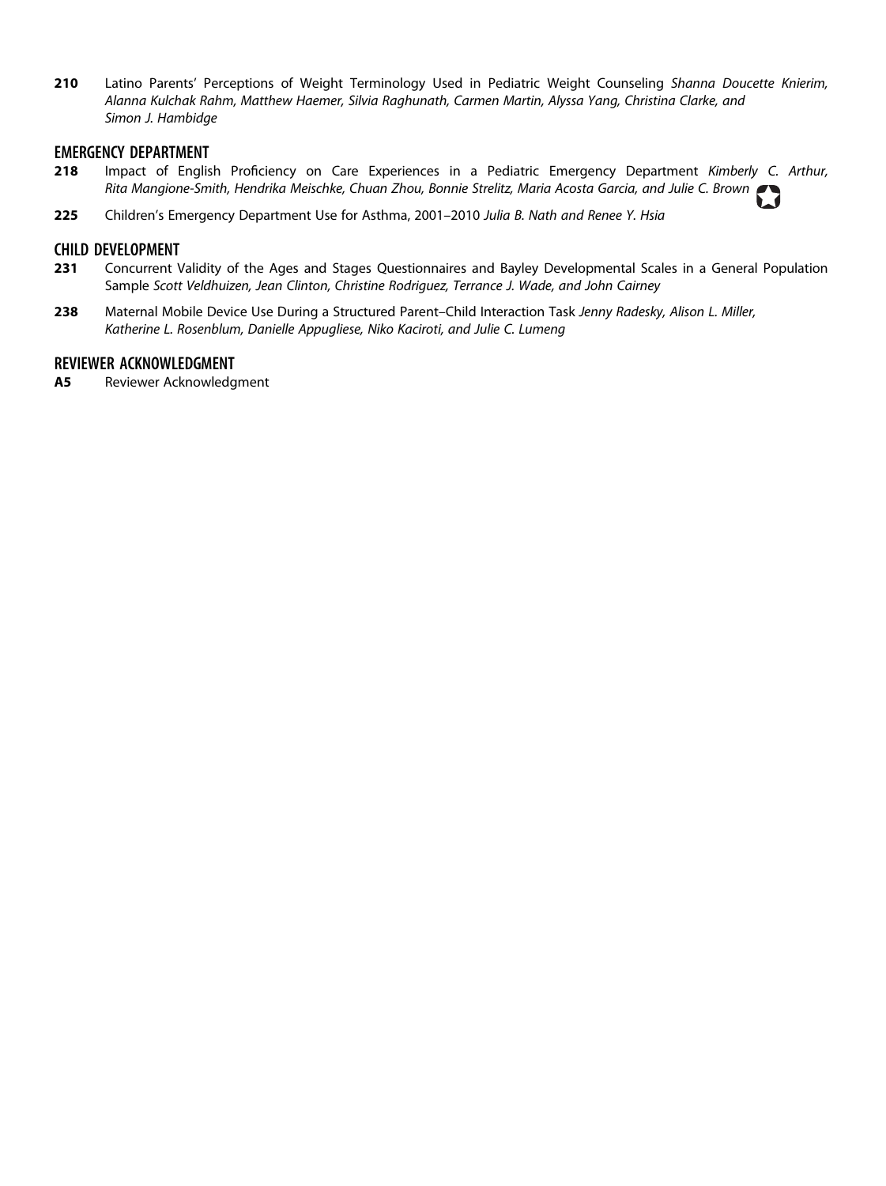**210** Latino Parents' Perceptions of Weight Terminology Used in Pediatric Weight Counseling *Shanna Doucette Knierim, Alanna Kulchak Rahm, Matthew Haemer, Silvia Raghunath, Carmen Martin, Alyssa Yang, Christina Clarke, and Simon J. Hambidge*

## EMERGENCY DEPARTMENT

**218** Impact of English Proficiency on Care Experiences in a Pediatric Emergency Department *Kimberly C. Arthur, Rita Mangione-Smith, Hendrika Meischke, Chuan Zhou, Bonnie Strelitz, Maria Acosta Garcia, and Julie C. Brown*

**225** Children's Emergency Department Use for Asthma, 2001–2010 *Julia B. Nath and Renee Y. Hsia*

## CHILD DEVELOPMENT

**231** Concurrent Validity of the Ages and Stages Questionnaires and Bayley Developmental Scales in a General Population Sample *Scott Veldhuizen, Jean Clinton, Christine Rodriguez, Terrance J. Wade, and John Cairney*

**238** Maternal Mobile Device Use During a Structured Parent–Child Interaction Task *Jenny Radesky, Alison L. Miller, Katherine L. Rosenblum, Danielle Appugliese, Niko Kaciroti, and Julie C. Lumeng*

## REVIEWER ACKNOWLEDGMENT

**A5** Reviewer Acknowledgment